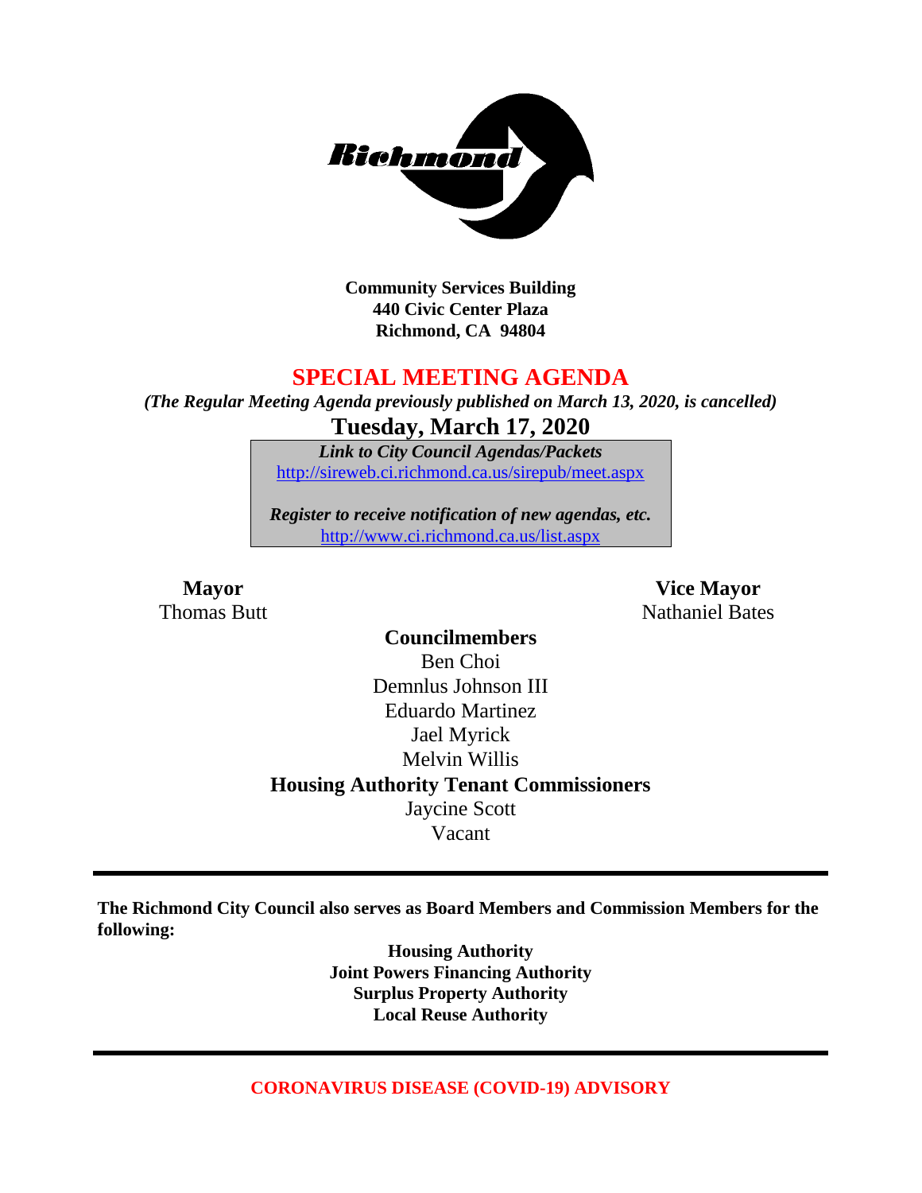**Community Services Building**
**440 Civic Center Plaza**
**Richmond, CA 94804**

# SPECIAL MEETING AGENDA

***(The Regular Meeting Agenda previously published on March 13, 2020, is cancelled)***

## Tuesday, March 17, 2020

***Link to City Council Agendas/Packets***
http://sireweb.ci.richmond.ca.us/sirepub/meet.aspx

***Register to receive notification of new agendas, etc.***
http://www.ci.richmond.ca.us/list.aspx

**Mayor**
Thomas Butt

**Vice Mayor**
Nathaniel Bates

**Councilmembers**
Ben Choi
Demnlus Johnson III
Eduardo Martinez
Jael Myrick
Melvin Willis

**Housing Authority Tenant Commissioners**
Jaycine Scott
Vacant

---

**The Richmond City Council also serves as Board Members and Commission Members for the following:**

**Housing Authority**
**Joint Powers Financing Authority**
**Surplus Property Authority**
**Local Reuse Authority**

---

**CORONAVIRUS DISEASE (COVID-19) ADVISORY**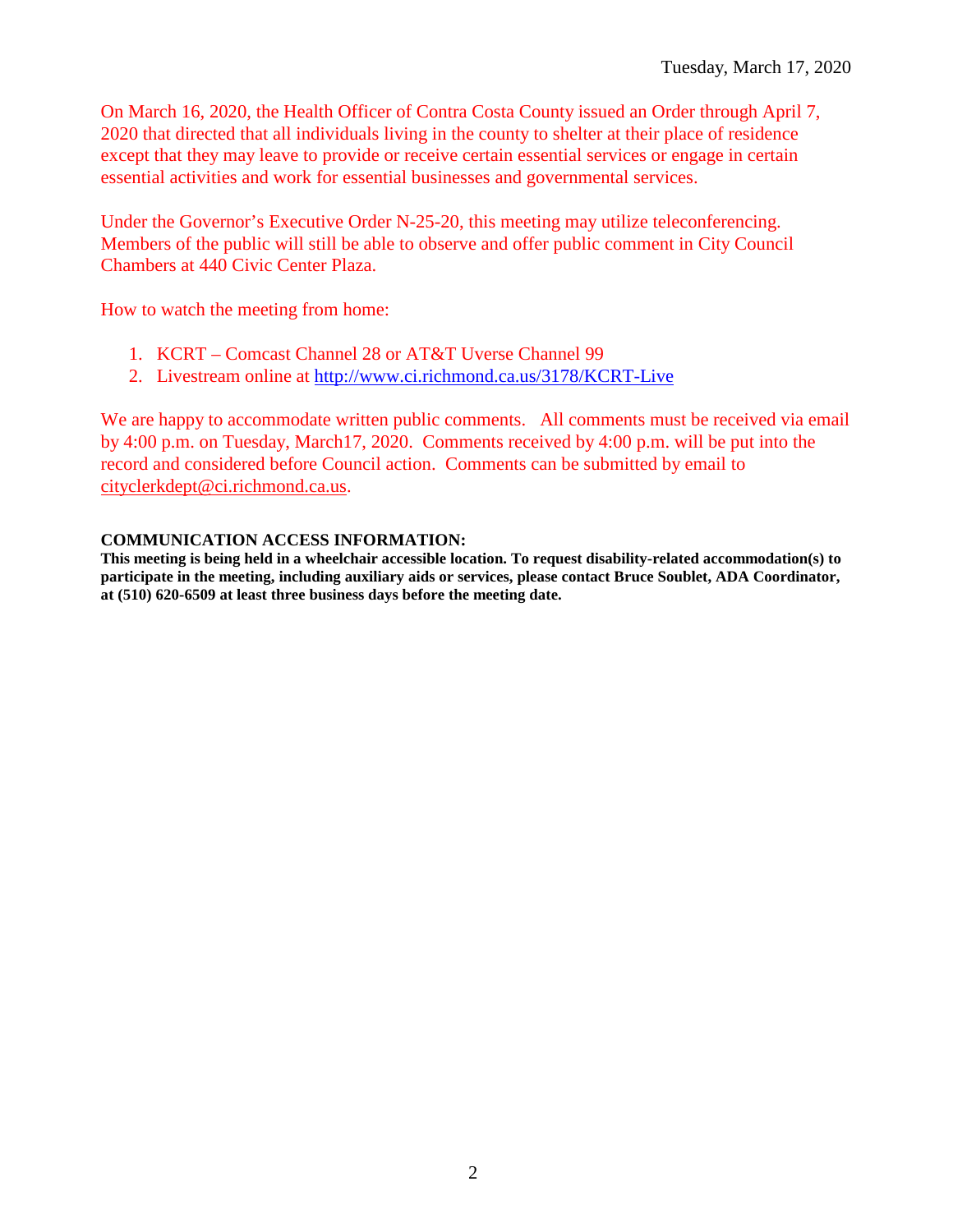Tuesday, March 17, 2020

On March 16, 2020, the Health Officer of Contra Costa County issued an Order through April 7, 2020 that directed that all individuals living in the county to shelter at their place of residence except that they may leave to provide or receive certain essential services or engage in certain essential activities and work for essential businesses and governmental services.

Under the Governor's Executive Order N-25-20, this meeting may utilize teleconferencing. Members of the public will still be able to observe and offer public comment in City Council Chambers at 440 Civic Center Plaza.

How to watch the meeting from home:

1. KCRT – Comcast Channel 28 or AT&T Uverse Channel 99
2. Livestream online at http://www.ci.richmond.ca.us/3178/KCRT-Live

We are happy to accommodate written public comments. All comments must be received via email by 4:00 p.m. on Tuesday, March17, 2020. Comments received by 4:00 p.m. will be put into the record and considered before Council action. Comments can be submitted by email to cityclerkdept@ci.richmond.ca.us.

**COMMUNICATION ACCESS INFORMATION:**

**This meeting is being held in a wheelchair accessible location. To request disability-related accommodation(s) to participate in the meeting, including auxiliary aids or services, please contact Bruce Soublet, ADA Coordinator, at (510) 620-6509 at least three business days before the meeting date.**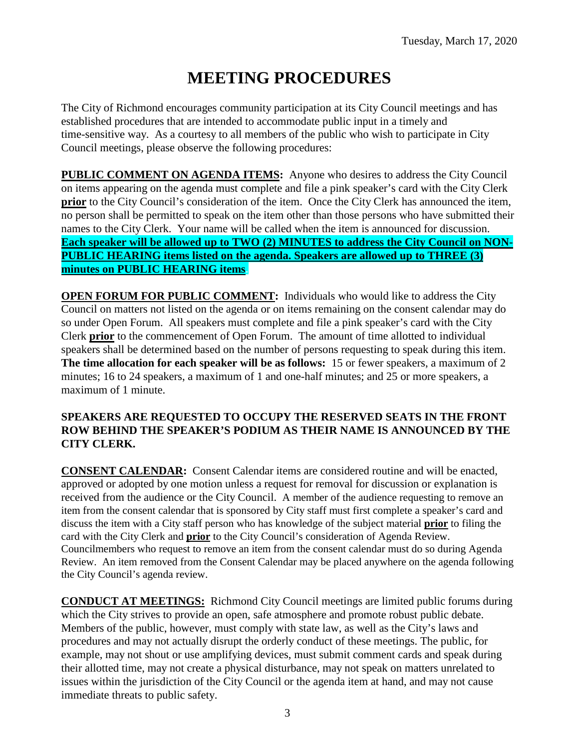Tuesday, March 17, 2020

# MEETING PROCEDURES

The City of Richmond encourages community participation at its City Council meetings and has established procedures that are intended to accommodate public input in a timely and time-sensitive way. As a courtesy to all members of the public who wish to participate in City Council meetings, please observe the following procedures:

**PUBLIC COMMENT ON AGENDA ITEMS:** Anyone who desires to address the City Council on items appearing on the agenda must complete and file a pink speaker's card with the City Clerk **prior** to the City Council's consideration of the item. Once the City Clerk has announced the item, no person shall be permitted to speak on the item other than those persons who have submitted their names to the City Clerk. Your name will be called when the item is announced for discussion. **Each speaker will be allowed up to TWO (2) MINUTES to address the City Council on NON-PUBLIC HEARING items listed on the agenda. Speakers are allowed up to THREE (3) minutes on PUBLIC HEARING items**.

**OPEN FORUM FOR PUBLIC COMMENT:** Individuals who would like to address the City Council on matters not listed on the agenda or on items remaining on the consent calendar may do so under Open Forum. All speakers must complete and file a pink speaker's card with the City Clerk **prior** to the commencement of Open Forum. The amount of time allotted to individual speakers shall be determined based on the number of persons requesting to speak during this item. **The time allocation for each speaker will be as follows:** 15 or fewer speakers, a maximum of 2 minutes; 16 to 24 speakers, a maximum of 1 and one-half minutes; and 25 or more speakers, a maximum of 1 minute.

**SPEAKERS ARE REQUESTED TO OCCUPY THE RESERVED SEATS IN THE FRONT ROW BEHIND THE SPEAKER'S PODIUM AS THEIR NAME IS ANNOUNCED BY THE CITY CLERK.**

**CONSENT CALENDAR:** Consent Calendar items are considered routine and will be enacted, approved or adopted by one motion unless a request for removal for discussion or explanation is received from the audience or the City Council. A member of the audience requesting to remove an item from the consent calendar that is sponsored by City staff must first complete a speaker's card and discuss the item with a City staff person who has knowledge of the subject material **prior** to filing the card with the City Clerk and **prior** to the City Council's consideration of Agenda Review. Councilmembers who request to remove an item from the consent calendar must do so during Agenda Review. An item removed from the Consent Calendar may be placed anywhere on the agenda following the City Council's agenda review.

**CONDUCT AT MEETINGS:** Richmond City Council meetings are limited public forums during which the City strives to provide an open, safe atmosphere and promote robust public debate. Members of the public, however, must comply with state law, as well as the City's laws and procedures and may not actually disrupt the orderly conduct of these meetings. The public, for example, may not shout or use amplifying devices, must submit comment cards and speak during their allotted time, may not create a physical disturbance, may not speak on matters unrelated to issues within the jurisdiction of the City Council or the agenda item at hand, and may not cause immediate threats to public safety.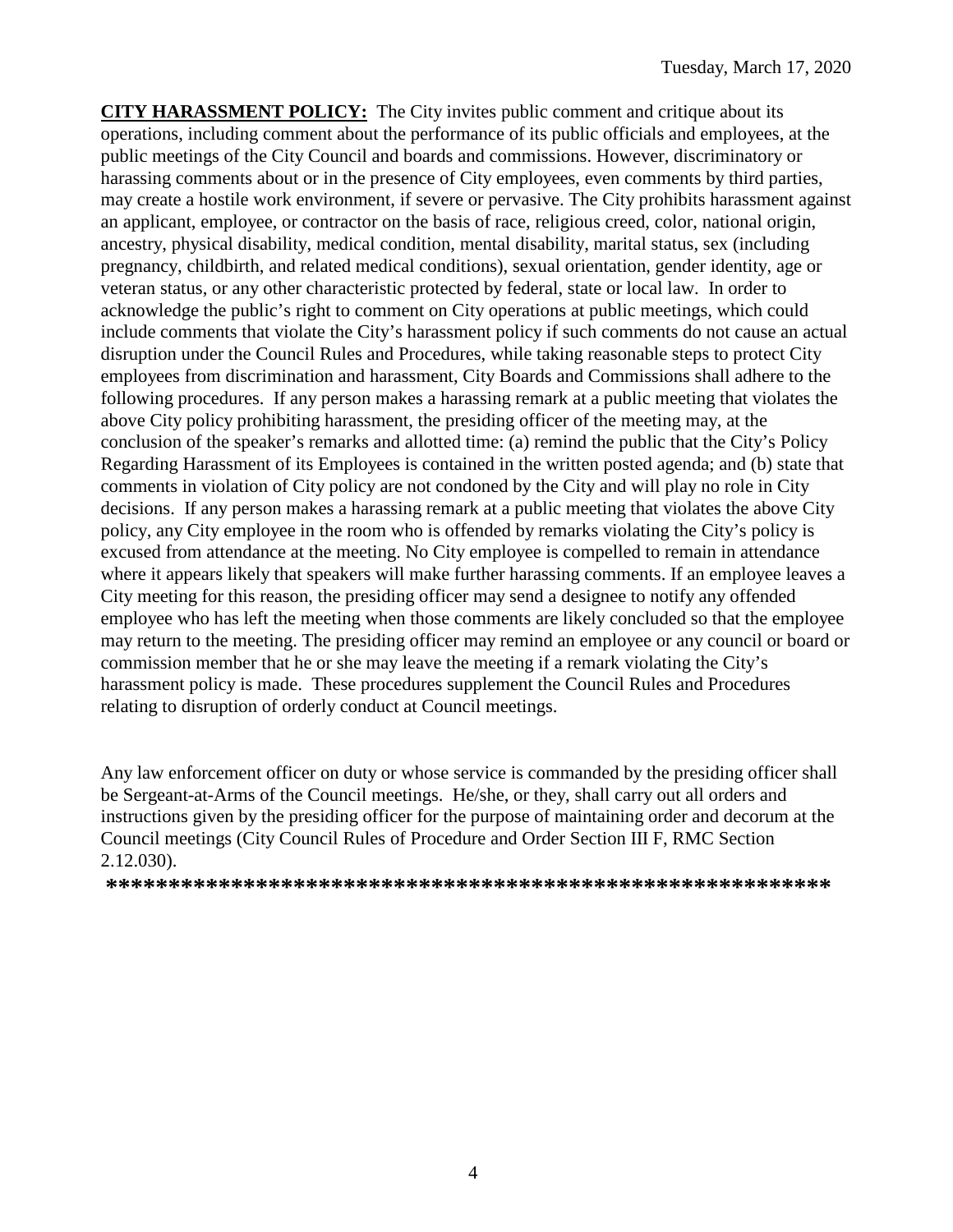**CITY HARASSMENT POLICY:** The City invites public comment and critique about its operations, including comment about the performance of its public officials and employees, at the public meetings of the City Council and boards and commissions. However, discriminatory or harassing comments about or in the presence of City employees, even comments by third parties, may create a hostile work environment, if severe or pervasive. The City prohibits harassment against an applicant, employee, or contractor on the basis of race, religious creed, color, national origin, ancestry, physical disability, medical condition, mental disability, marital status, sex (including pregnancy, childbirth, and related medical conditions), sexual orientation, gender identity, age or veteran status, or any other characteristic protected by federal, state or local law. In order to acknowledge the public's right to comment on City operations at public meetings, which could include comments that violate the City's harassment policy if such comments do not cause an actual disruption under the Council Rules and Procedures, while taking reasonable steps to protect City employees from discrimination and harassment, City Boards and Commissions shall adhere to the following procedures. If any person makes a harassing remark at a public meeting that violates the above City policy prohibiting harassment, the presiding officer of the meeting may, at the conclusion of the speaker's remarks and allotted time: (a) remind the public that the City's Policy Regarding Harassment of its Employees is contained in the written posted agenda; and (b) state that comments in violation of City policy are not condoned by the City and will play no role in City decisions. If any person makes a harassing remark at a public meeting that violates the above City policy, any City employee in the room who is offended by remarks violating the City's policy is excused from attendance at the meeting. No City employee is compelled to remain in attendance where it appears likely that speakers will make further harassing comments. If an employee leaves a City meeting for this reason, the presiding officer may send a designee to notify any offended employee who has left the meeting when those comments are likely concluded so that the employee may return to the meeting. The presiding officer may remind an employee or any council or board or commission member that he or she may leave the meeting if a remark violating the City's harassment policy is made. These procedures supplement the Council Rules and Procedures relating to disruption of orderly conduct at Council meetings.

Any law enforcement officer on duty or whose service is commanded by the presiding officer shall be Sergeant-at-Arms of the Council meetings. He/she, or they, shall carry out all orders and instructions given by the presiding officer for the purpose of maintaining order and decorum at the Council meetings (City Council Rules of Procedure and Order Section III F, RMC Section 2.12.030).

**\*\*\*\*\*\*\*\*\*\*\*\*\*\*\*\*\*\*\*\*\*\*\*\*\*\*\*\*\*\*\*\*\*\*\*\*\*\*\*\*\*\*\*\*\*\*\*\*\*\*\*\*\*\*\*\*\*\*\*\***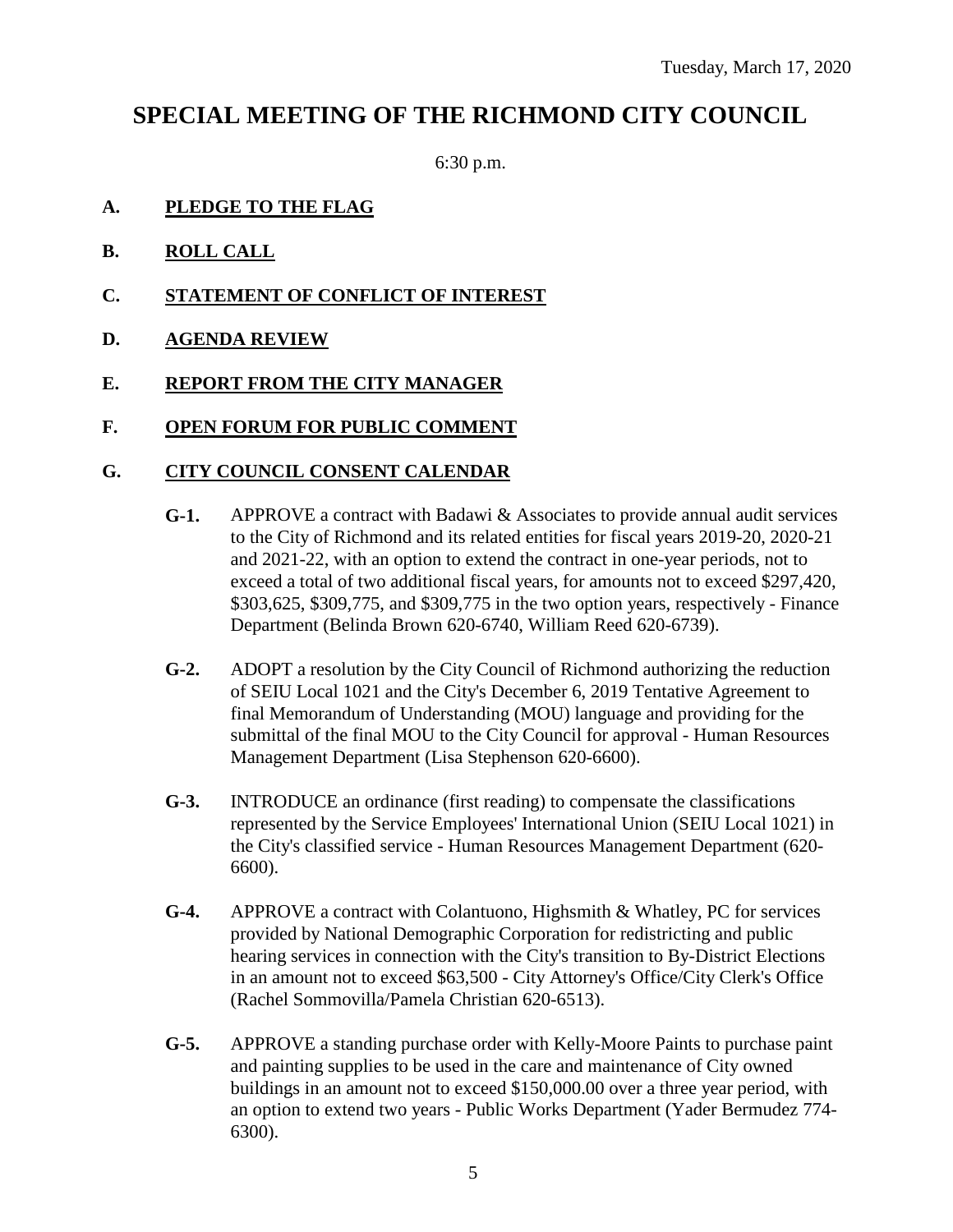Tuesday, March 17, 2020

# SPECIAL MEETING OF THE RICHMOND CITY COUNCIL

6:30 p.m.

**A. PLEDGE TO THE FLAG**

**B. ROLL CALL**

**C. STATEMENT OF CONFLICT OF INTEREST**

**D. AGENDA REVIEW**

**E. REPORT FROM THE CITY MANAGER**

**F. OPEN FORUM FOR PUBLIC COMMENT**

**G. CITY COUNCIL CONSENT CALENDAR**

**G-1.** APPROVE a contract with Badawi & Associates to provide annual audit services to the City of Richmond and its related entities for fiscal years 2019-20, 2020-21 and 2021-22, with an option to extend the contract in one-year periods, not to exceed a total of two additional fiscal years, for amounts not to exceed $297,420, $303,625, $309,775, and $309,775 in the two option years, respectively - Finance Department (Belinda Brown 620-6740, William Reed 620-6739).

**G-2.** ADOPT a resolution by the City Council of Richmond authorizing the reduction of SEIU Local 1021 and the City's December 6, 2019 Tentative Agreement to final Memorandum of Understanding (MOU) language and providing for the submittal of the final MOU to the City Council for approval - Human Resources Management Department (Lisa Stephenson 620-6600).

**G-3.** INTRODUCE an ordinance (first reading) to compensate the classifications represented by the Service Employees' International Union (SEIU Local 1021) in the City's classified service - Human Resources Management Department (620-6600).

**G-4.** APPROVE a contract with Colantuono, Highsmith & Whatley, PC for services provided by National Demographic Corporation for redistricting and public hearing services in connection with the City's transition to By-District Elections in an amount not to exceed $63,500 - City Attorney's Office/City Clerk's Office (Rachel Sommovilla/Pamela Christian 620-6513).

**G-5.** APPROVE a standing purchase order with Kelly-Moore Paints to purchase paint and painting supplies to be used in the care and maintenance of City owned buildings in an amount not to exceed $150,000.00 over a three year period, with an option to extend two years - Public Works Department (Yader Bermudez 774-6300).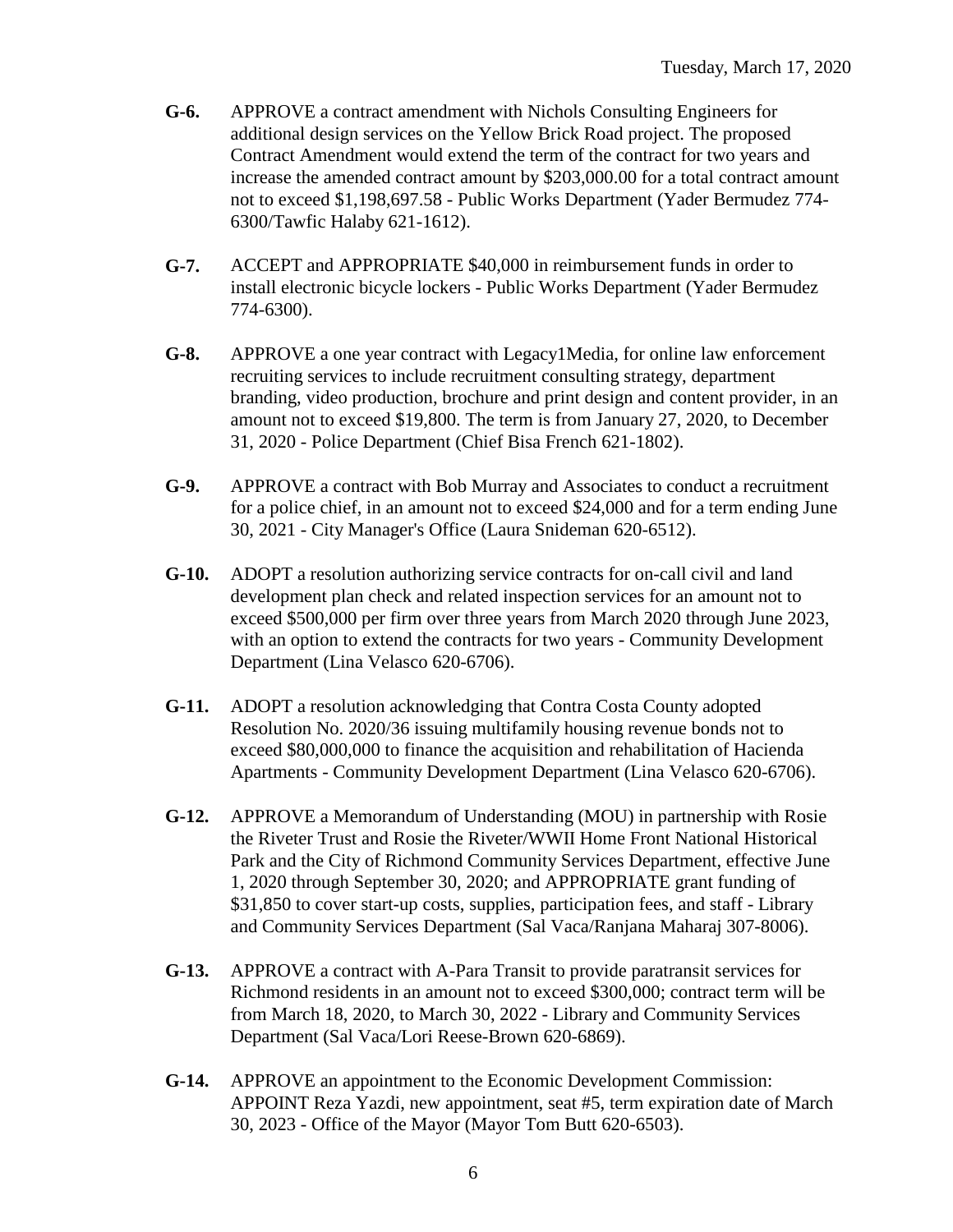**G-6.** APPROVE a contract amendment with Nichols Consulting Engineers for additional design services on the Yellow Brick Road project. The proposed Contract Amendment would extend the term of the contract for two years and increase the amended contract amount by $203,000.00 for a total contract amount not to exceed $1,198,697.58 - Public Works Department (Yader Bermudez 774-6300/Tawfic Halaby 621-1612).

**G-7.** ACCEPT and APPROPRIATE $40,000 in reimbursement funds in order to install electronic bicycle lockers - Public Works Department (Yader Bermudez 774-6300).

**G-8.** APPROVE a one year contract with Legacy1Media, for online law enforcement recruiting services to include recruitment consulting strategy, department branding, video production, brochure and print design and content provider, in an amount not to exceed $19,800. The term is from January 27, 2020, to December 31, 2020 - Police Department (Chief Bisa French 621-1802).

**G-9.** APPROVE a contract with Bob Murray and Associates to conduct a recruitment for a police chief, in an amount not to exceed $24,000 and for a term ending June 30, 2021 - City Manager's Office (Laura Snideman 620-6512).

**G-10.** ADOPT a resolution authorizing service contracts for on-call civil and land development plan check and related inspection services for an amount not to exceed $500,000 per firm over three years from March 2020 through June 2023, with an option to extend the contracts for two years - Community Development Department (Lina Velasco 620-6706).

**G-11.** ADOPT a resolution acknowledging that Contra Costa County adopted Resolution No. 2020/36 issuing multifamily housing revenue bonds not to exceed $80,000,000 to finance the acquisition and rehabilitation of Hacienda Apartments - Community Development Department (Lina Velasco 620-6706).

**G-12.** APPROVE a Memorandum of Understanding (MOU) in partnership with Rosie the Riveter Trust and Rosie the Riveter/WWII Home Front National Historical Park and the City of Richmond Community Services Department, effective June 1, 2020 through September 30, 2020; and APPROPRIATE grant funding of $31,850 to cover start-up costs, supplies, participation fees, and staff - Library and Community Services Department (Sal Vaca/Ranjana Maharaj 307-8006).

**G-13.** APPROVE a contract with A-Para Transit to provide paratransit services for Richmond residents in an amount not to exceed $300,000; contract term will be from March 18, 2020, to March 30, 2022 - Library and Community Services Department (Sal Vaca/Lori Reese-Brown 620-6869).

**G-14.** APPROVE an appointment to the Economic Development Commission: APPOINT Reza Yazdi, new appointment, seat #5, term expiration date of March 30, 2023 - Office of the Mayor (Mayor Tom Butt 620-6503).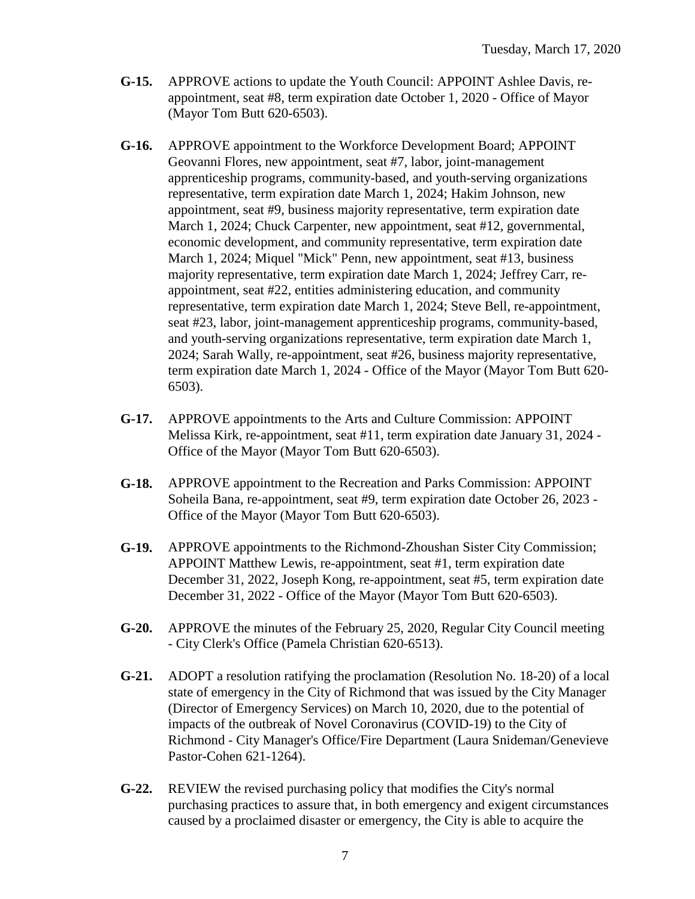**G-15.** APPROVE actions to update the Youth Council: APPOINT Ashlee Davis, re-appointment, seat #8, term expiration date October 1, 2020 - Office of Mayor (Mayor Tom Butt 620-6503).

**G-16.** APPROVE appointment to the Workforce Development Board; APPOINT Geovanni Flores, new appointment, seat #7, labor, joint-management apprenticeship programs, community-based, and youth-serving organizations representative, term expiration date March 1, 2024; Hakim Johnson, new appointment, seat #9, business majority representative, term expiration date March 1, 2024; Chuck Carpenter, new appointment, seat #12, governmental, economic development, and community representative, term expiration date March 1, 2024; Miquel "Mick" Penn, new appointment, seat #13, business majority representative, term expiration date March 1, 2024; Jeffrey Carr, re-appointment, seat #22, entities administering education, and community representative, term expiration date March 1, 2024; Steve Bell, re-appointment, seat #23, labor, joint-management apprenticeship programs, community-based, and youth-serving organizations representative, term expiration date March 1, 2024; Sarah Wally, re-appointment, seat #26, business majority representative, term expiration date March 1, 2024 - Office of the Mayor (Mayor Tom Butt 620-6503).

**G-17.** APPROVE appointments to the Arts and Culture Commission: APPOINT Melissa Kirk, re-appointment, seat #11, term expiration date January 31, 2024 - Office of the Mayor (Mayor Tom Butt 620-6503).

**G-18.** APPROVE appointment to the Recreation and Parks Commission: APPOINT Soheila Bana, re-appointment, seat #9, term expiration date October 26, 2023 - Office of the Mayor (Mayor Tom Butt 620-6503).

**G-19.** APPROVE appointments to the Richmond-Zhoushan Sister City Commission; APPOINT Matthew Lewis, re-appointment, seat #1, term expiration date December 31, 2022, Joseph Kong, re-appointment, seat #5, term expiration date December 31, 2022 - Office of the Mayor (Mayor Tom Butt 620-6503).

**G-20.** APPROVE the minutes of the February 25, 2020, Regular City Council meeting - City Clerk's Office (Pamela Christian 620-6513).

**G-21.** ADOPT a resolution ratifying the proclamation (Resolution No. 18-20) of a local state of emergency in the City of Richmond that was issued by the City Manager (Director of Emergency Services) on March 10, 2020, due to the potential of impacts of the outbreak of Novel Coronavirus (COVID-19) to the City of Richmond - City Manager's Office/Fire Department (Laura Snideman/Genevieve Pastor-Cohen 621-1264).

**G-22.** REVIEW the revised purchasing policy that modifies the City's normal purchasing practices to assure that, in both emergency and exigent circumstances caused by a proclaimed disaster or emergency, the City is able to acquire the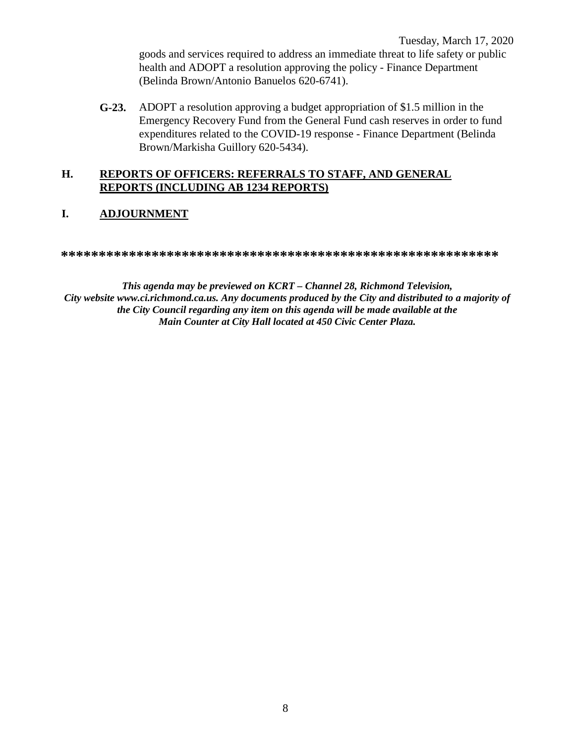goods and services required to address an immediate threat to life safety or public health and ADOPT a resolution approving the policy - Finance Department (Belinda Brown/Antonio Banuelos 620-6741).

**G-23.** ADOPT a resolution approving a budget appropriation of $1.5 million in the Emergency Recovery Fund from the General Fund cash reserves in order to fund expenditures related to the COVID-19 response - Finance Department (Belinda Brown/Markisha Guillory 620-5434).

## H. REPORTS OF OFFICERS: REFERRALS TO STAFF, AND GENERAL REPORTS (INCLUDING AB 1234 REPORTS)

## I. ADJOURNMENT

**\*\*\*\*\*\*\*\*\*\*\*\*\*\*\*\*\*\*\*\*\*\*\*\*\*\*\*\*\*\*\*\*\*\*\*\*\*\*\*\*\*\*\*\*\*\*\*\*\*\*\*\*\*\*\*\*\*\***

***This agenda may be previewed on KCRT – Channel 28, Richmond Television, City website www.ci.richmond.ca.us. Any documents produced by the City and distributed to a majority of the City Council regarding any item on this agenda will be made available at the Main Counter at City Hall located at 450 Civic Center Plaza.***